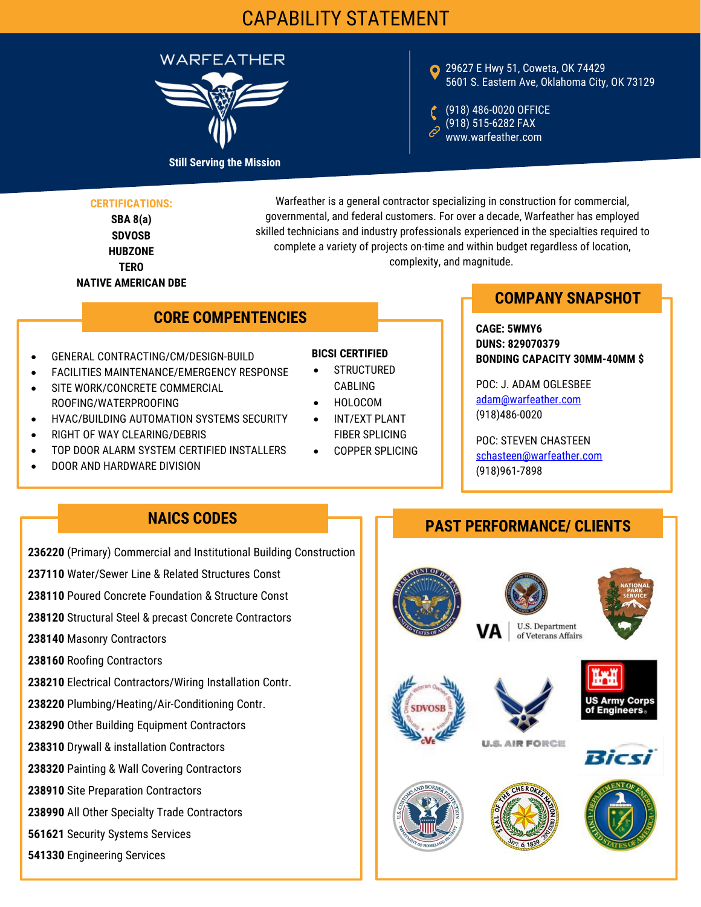# CAPABILITY STATEMENT

WARFEATHER

Still Serving the Mission

29627 E Hwy 51, Coweta, OK 74429
5601 S. Eastern Ave, Oklahoma City, OK 73129

(918) 486-0020 OFFICE
(918) 515-6282 FAX
www.warfeather.com

**CERTIFICATIONS:**

**SBA 8(a)**
**SDVOSB**
**HUBZONE**
**TERO**
**NATIVE AMERICAN DBE**

Warfeather is a general contractor specializing in construction for commercial, governmental, and federal customers. For over a decade, Warfeather has employed skilled technicians and industry professionals experienced in the specialties required to complete a variety of projects on-time and within budget regardless of location, complexity, and magnitude.

## CORE COMPENTENCIES

- GENERAL CONTRACTING/CM/DESIGN-BUILD
- FACILITIES MAINTENANCE/EMERGENCY RESPONSE
- SITE WORK/CONCRETE COMMERCIAL ROOFING/WATERPROOFING
- HVAC/BUILDING AUTOMATION SYSTEMS SECURITY
- RIGHT OF WAY CLEARING/DEBRIS
- TOP DOOR ALARM SYSTEM CERTIFIED INSTALLERS
- DOOR AND HARDWARE DIVISION

**BICSI CERTIFIED**

- STRUCTURED CABLING
- HOLOCOM
- INT/EXT PLANT FIBER SPLICING
- COPPER SPLICING

## COMPANY SNAPSHOT

**CAGE: 5WMY6**
**DUNS: 829070379**
**BONDING CAPACITY 30MM-40MM $**

POC: J. ADAM OGLESBEE
adam@warfeather.com
(918)486-0020

POC: STEVEN CHASTEEN
schasteen@warfeather.com
(918)961-7898

## NAICS CODES

**236220** (Primary) Commercial and Institutional Building Construction
**237110** Water/Sewer Line & Related Structures Const
**238110** Poured Concrete Foundation & Structure Const
**238120** Structural Steel & precast Concrete Contractors
**238140** Masonry Contractors
**238160** Roofing Contractors
**238210** Electrical Contractors/Wiring Installation Contr.
**238220** Plumbing/Heating/Air-Conditioning Contr.
**238290** Other Building Equipment Contractors
**238310** Drywall & installation Contractors
**238320** Painting & Wall Covering Contractors
**238910** Site Preparation Contractors
**238990** All Other Specialty Trade Contractors
**561621** Security Systems Services
**541330** Engineering Services

## PAST PERFORMANCE/ CLIENTS

VA U.S. Department of Veterans Affairs

NATIONAL PARK SERVICE

SDVOSB

U.S. AIR FORCE

US Army Corps of Engineers

Bicsi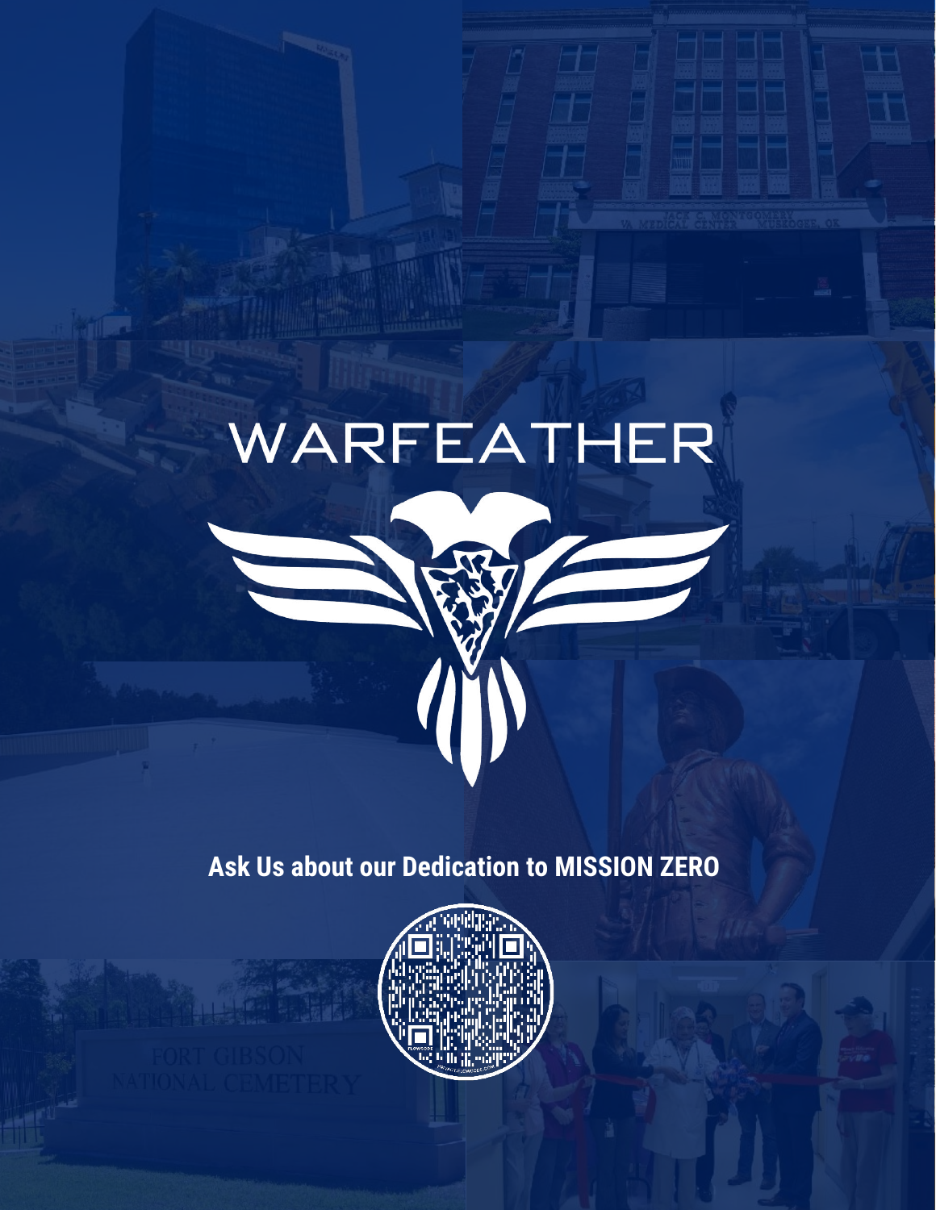# WARFEATHER

**Ask Us about our Dedication to MISSION ZERO**